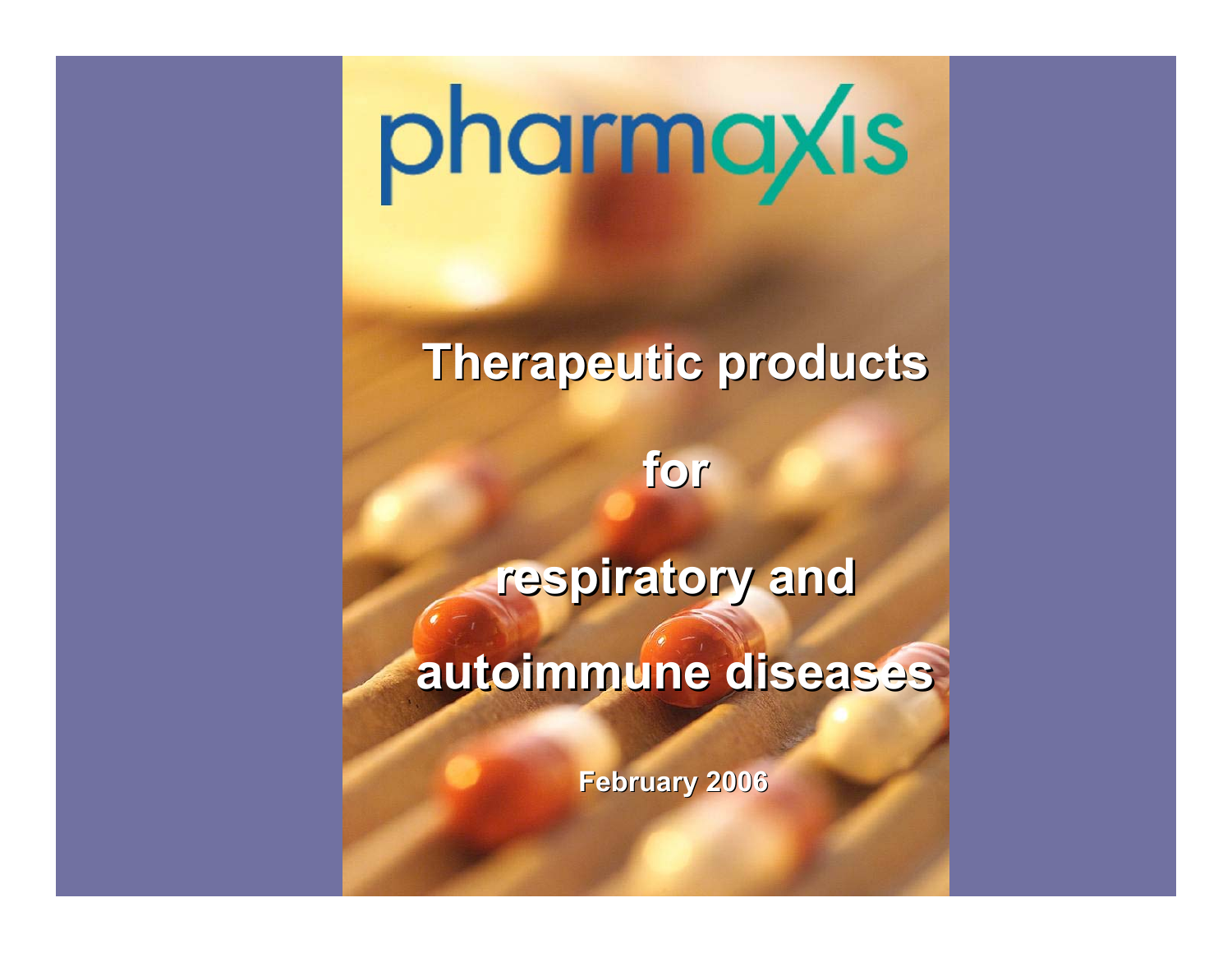# pharmaxis

## Therapeutic products for respiratory and autoimmune diseases

**February 2006**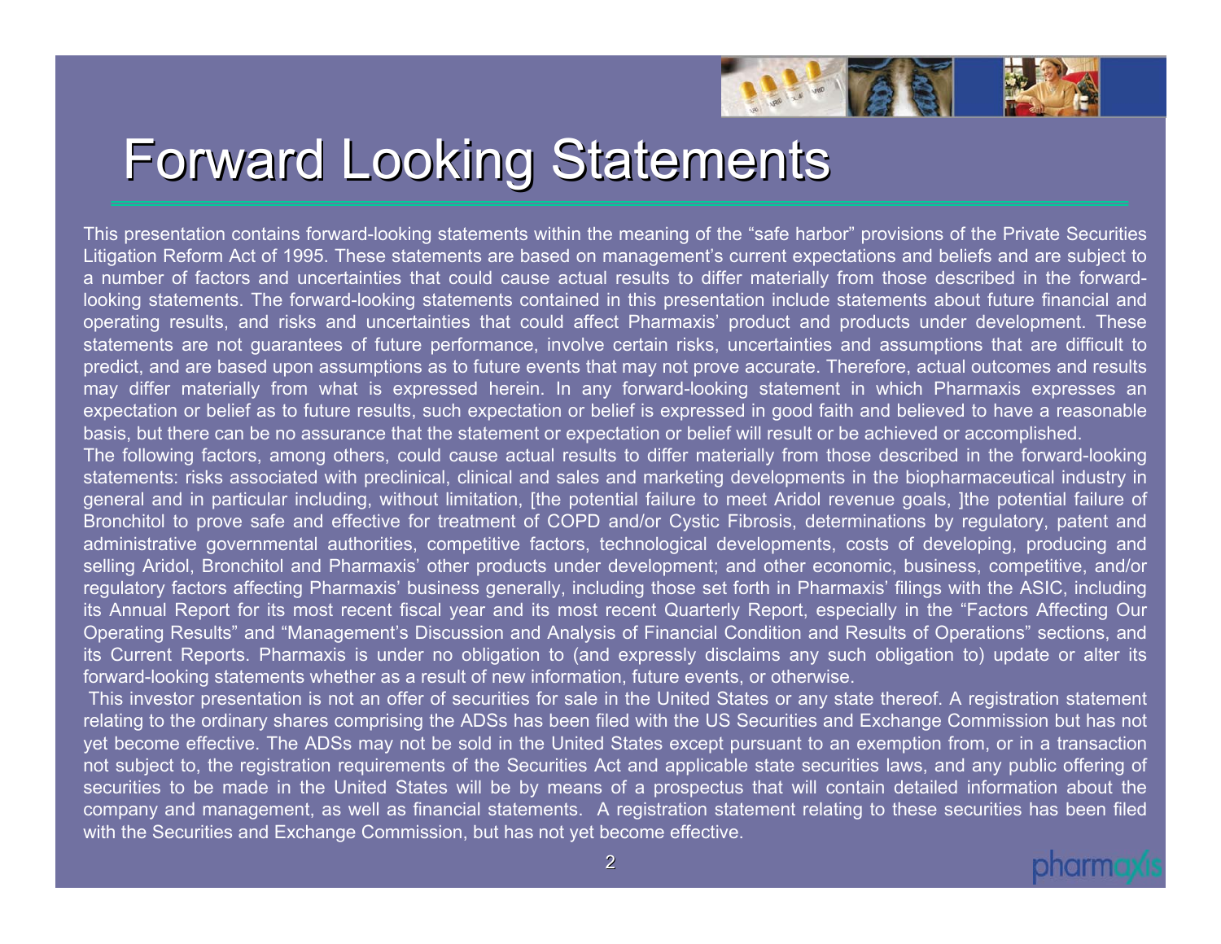# Forward Looking Statements

This presentation contains forward-looking statements within the meaning of the "safe harbor" provisions of the Private Securities Litigation Reform Act of 1995. These statements are based on management's current expectations and beliefs and are subject to a number of factors and uncertainties that could cause actual results to differ materially from those described in the forward-looking statements. The forward-looking statements contained in this presentation include statements about future financial and operating results, and risks and uncertainties that could affect Pharmaxis' product and products under development. These statements are not guarantees of future performance, involve certain risks, uncertainties and assumptions that are difficult to predict, and are based upon assumptions as to future events that may not prove accurate. Therefore, actual outcomes and results may differ materially from what is expressed herein. In any forward-looking statement in which Pharmaxis expresses an expectation or belief as to future results, such expectation or belief is expressed in good faith and believed to have a reasonable basis, but there can be no assurance that the statement or expectation or belief will result or be achieved or accomplished.

The following factors, among others, could cause actual results to differ materially from those described in the forward-looking statements: risks associated with preclinical, clinical and sales and marketing developments in the biopharmaceutical industry in general and in particular including, without limitation, [the potential failure to meet Aridol revenue goals, ]the potential failure of Bronchitol to prove safe and effective for treatment of COPD and/or Cystic Fibrosis, determinations by regulatory, patent and administrative governmental authorities, competitive factors, technological developments, costs of developing, producing and selling Aridol, Bronchitol and Pharmaxis' other products under development; and other economic, business, competitive, and/or regulatory factors affecting Pharmaxis' business generally, including those set forth in Pharmaxis' filings with the ASIC, including its Annual Report for its most recent fiscal year and its most recent Quarterly Report, especially in the "Factors Affecting Our Operating Results" and "Management's Discussion and Analysis of Financial Condition and Results of Operations" sections, and its Current Reports. Pharmaxis is under no obligation to (and expressly disclaims any such obligation to) update or alter its forward-looking statements whether as a result of new information, future events, or otherwise.

This investor presentation is not an offer of securities for sale in the United States or any state thereof. A registration statement relating to the ordinary shares comprising the ADSs has been filed with the US Securities and Exchange Commission but has not yet become effective. The ADSs may not be sold in the United States except pursuant to an exemption from, or in a transaction not subject to, the registration requirements of the Securities Act and applicable state securities laws, and any public offering of securities to be made in the United States will be by means of a prospectus that will contain detailed information about the company and management, as well as financial statements. A registration statement relating to these securities has been filed with the Securities and Exchange Commission, but has not yet become effective.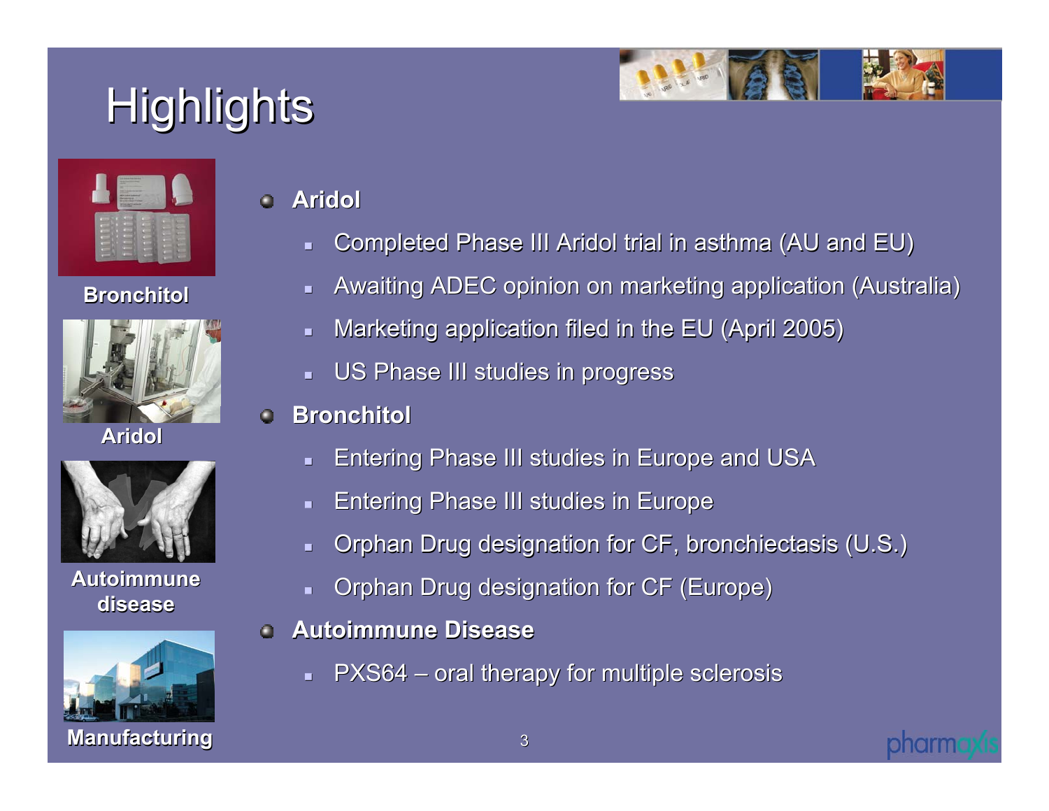# Highlights

Bronchitol

Aridol

Autoimmune disease

Manufacturing

- **Aridol**
  - Completed Phase III Aridol trial in asthma (AU and EU)
  - Awaiting ADEC opinion on marketing application (Australia)
  - Marketing application filed in the EU (April 2005)
  - US Phase III studies in progress
- **Bronchitol**
  - Entering Phase III studies in Europe and USA
  - Entering Phase III studies in Europe
  - Orphan Drug designation for CF, bronchiectasis (U.S.)
  - Orphan Drug designation for CF (Europe)
- **Autoimmune Disease**
  - PXS64 – oral therapy for multiple sclerosis

pharmaxis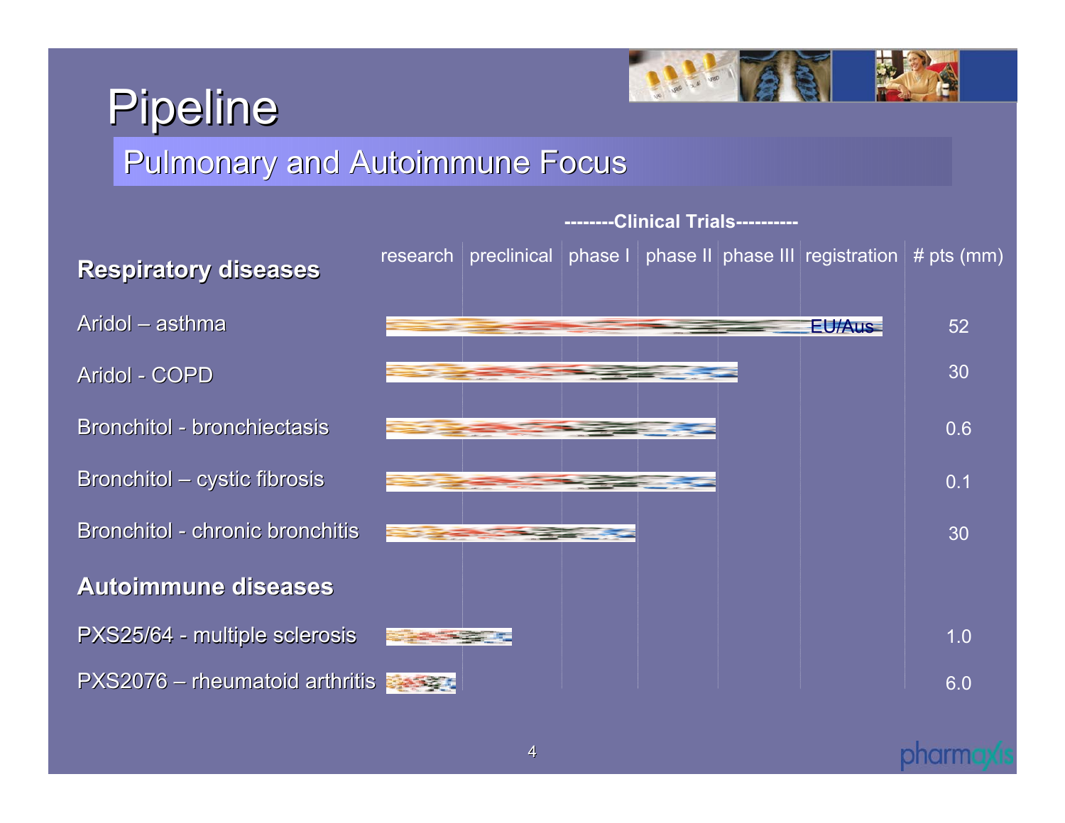# Pipeline

## Pulmonary and Autoimmune Focus

| | research | preclinical | phase I | phase II | phase III | registration | # pts (mm) |
|---|---|---|---|---|---|---|---|
| | | | --------Clinical Trials---------- | | | | |
| **Respiratory diseases** | | | | | | | |
| Aridol – asthma | ████ | ████ | ████ | ████ | ████ | EU/Aus | 52 |
| Aridol - COPD | ████ | ████ | ████ | ████ | ██ | | 30 |
| Bronchitol - bronchiectasis | ████ | ████ | ████ | ████ | | | 0.6 |
| Bronchitol – cystic fibrosis | ████ | ████ | ████ | ████ | | | 0.1 |
| Bronchitol - chronic bronchitis | ████ | ████ | ████ | | | | 30 |
| **Autoimmune diseases** | | | | | | | |
| PXS25/64 - multiple sclerosis | ████ | ██ | | | | | 1.0 |
| PXS2076 – rheumatoid arthritis | ████ | | | | | | 6.0 |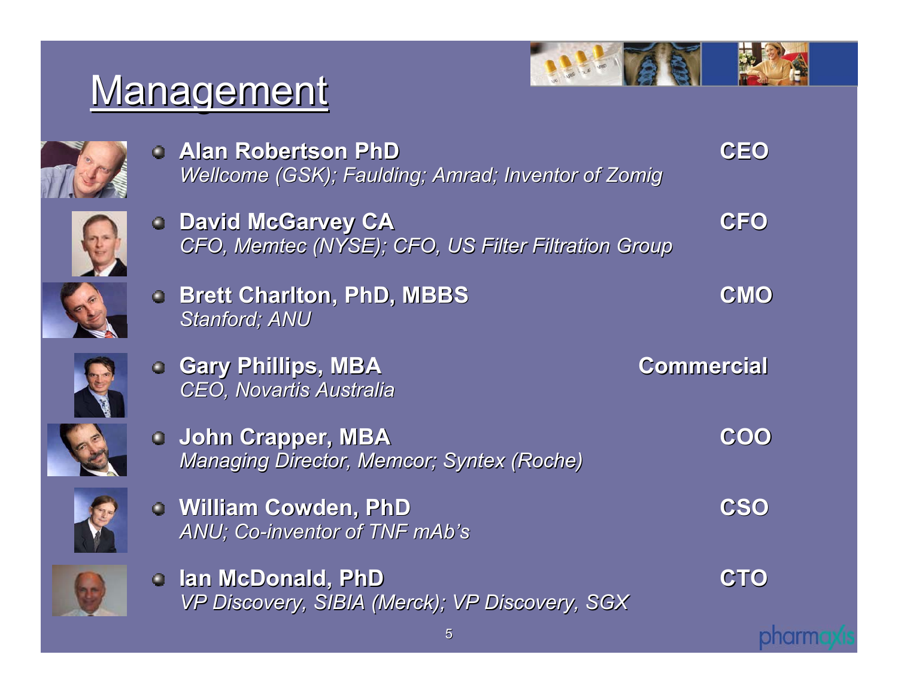# Management

- **Alan Robertson PhD** — **CEO**
  *Wellcome (GSK); Faulding; Amrad; Inventor of Zomig*

- **David McGarvey CA** — **CFO**
  *CFO, Memtec (NYSE); CFO, US Filter Filtration Group*

- **Brett Charlton, PhD, MBBS** — **CMO**
  *Stanford; ANU*

- **Gary Phillips, MBA** — **Commercial**
  *CEO, Novartis Australia*

- **John Crapper, MBA** — **COO**
  *Managing Director, Memcor; Syntex (Roche)*

- **William Cowden, PhD** — **CSO**
  *ANU; Co-inventor of TNF mAb's*

- **Ian McDonald, PhD** — **CTO**
  *VP Discovery, SIBIA (Merck); VP Discovery, SGX*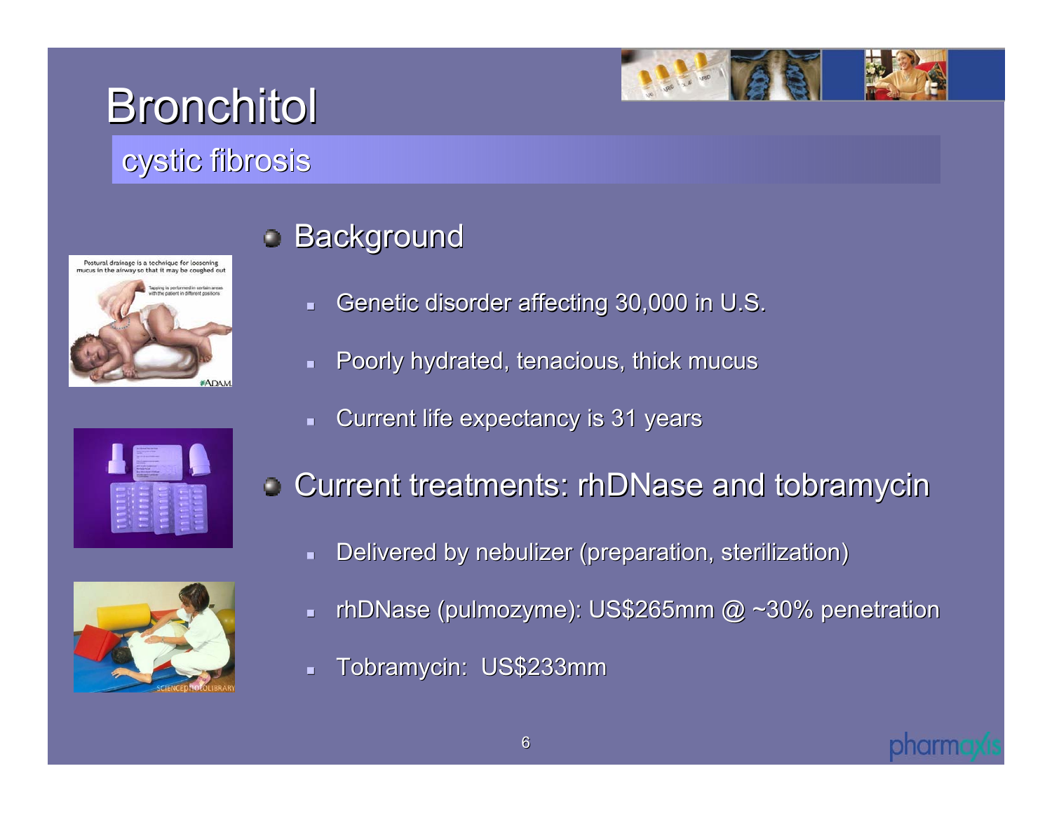# Bronchitol

## cystic fibrosis

- Background
  - Genetic disorder affecting 30,000 in U.S.
  - Poorly hydrated, tenacious, thick mucus
  - Current life expectancy is 31 years
- Current treatments: rhDNase and tobramycin
  - Delivered by nebulizer (preparation, sterilization)
  - rhDNase (pulmozyme): US$265mm @ ~30% penetration
  - Tobramycin: US$233mm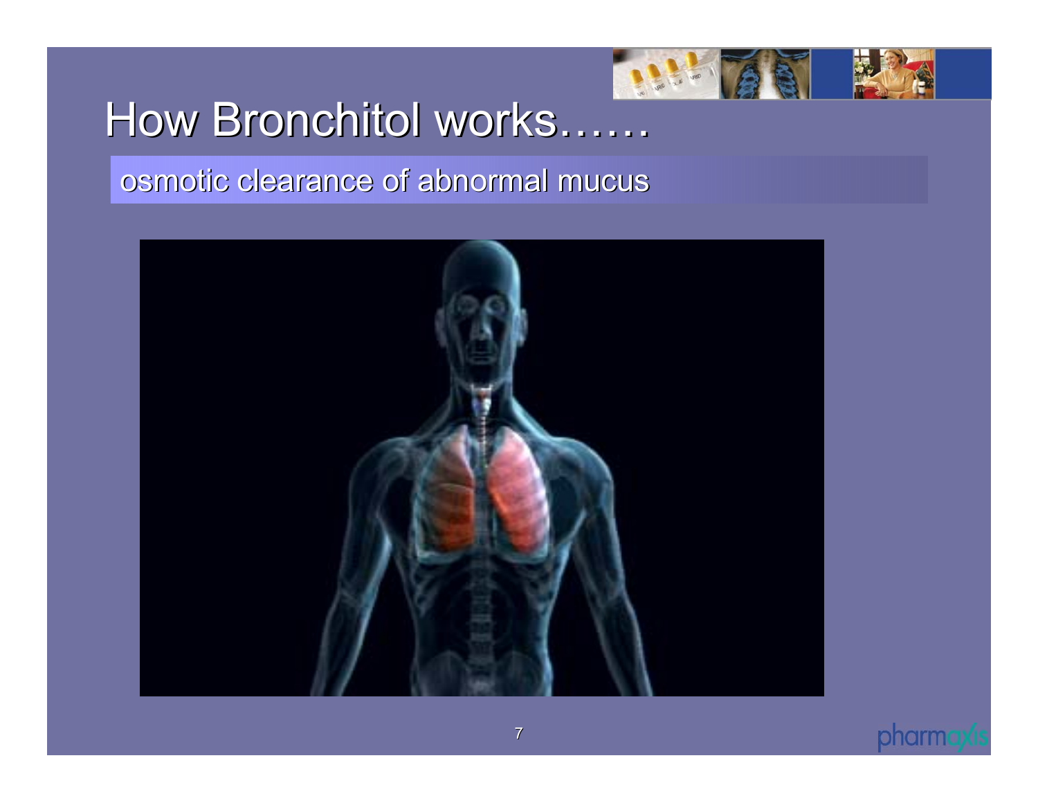# How Bronchitol works……

osmotic clearance of abnormal mucus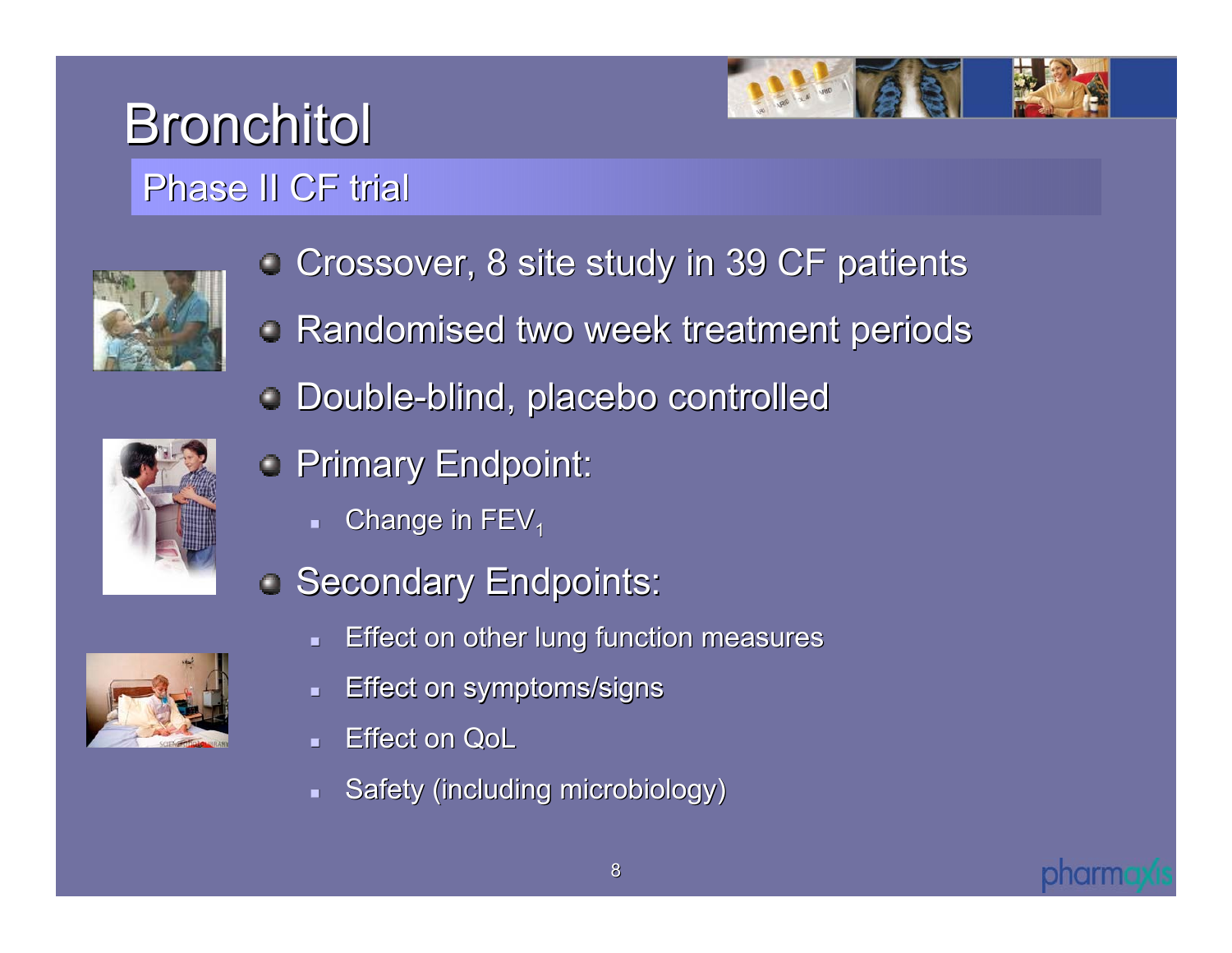# Bronchitol

## Phase II CF trial

- Crossover, 8 site study in 39 CF patients
- Randomised two week treatment periods
- Double-blind, placebo controlled
- Primary Endpoint:
  - Change in $FEV_1$
- Secondary Endpoints:
  - Effect on other lung function measures
  - Effect on symptoms/signs
  - Effect on QoL
  - Safety (including microbiology)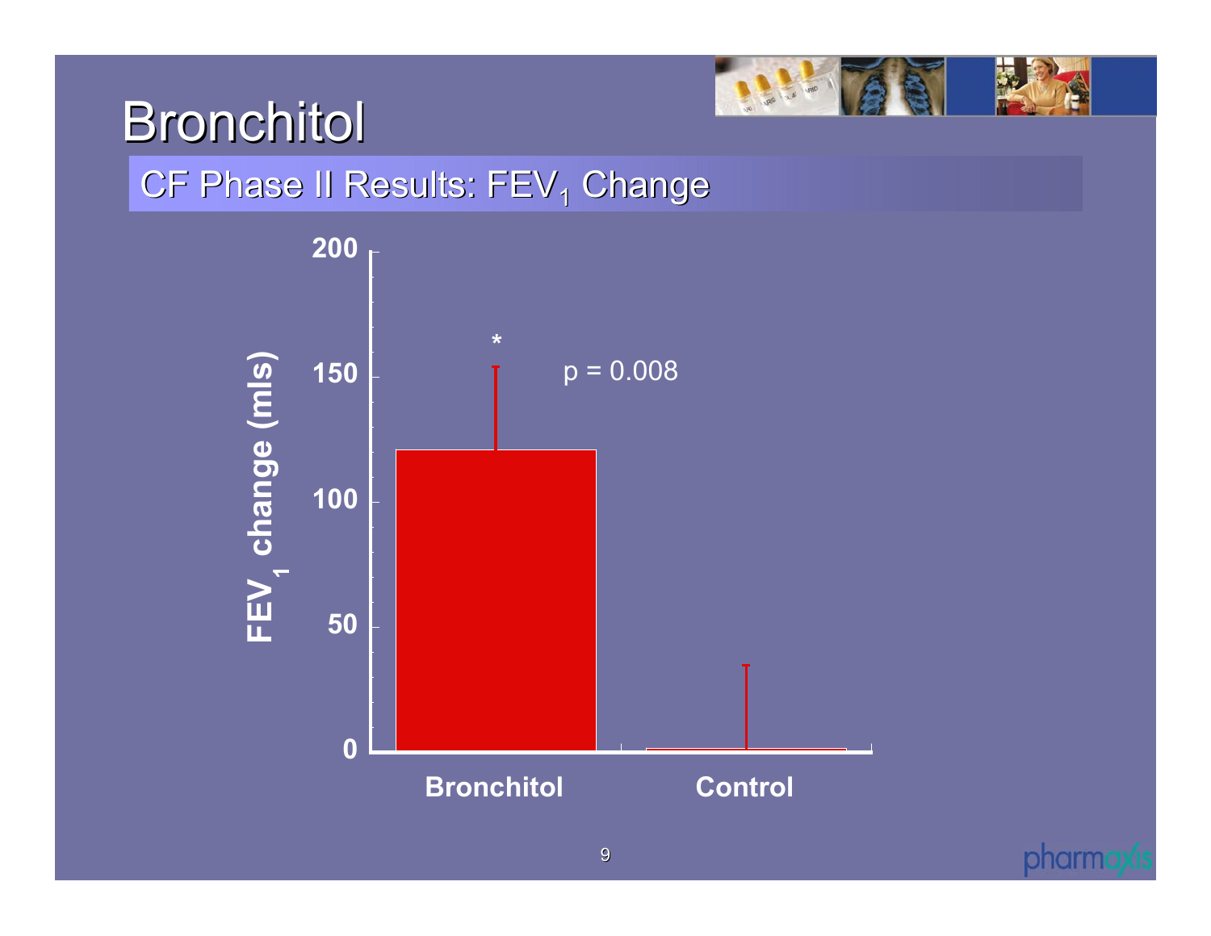# Bronchitol

## CF Phase II Results: $FEV_1$ Change

$FEV_1$ change (mls)

200

150

100

50

0

*

p = 0.008

Bronchitol

Control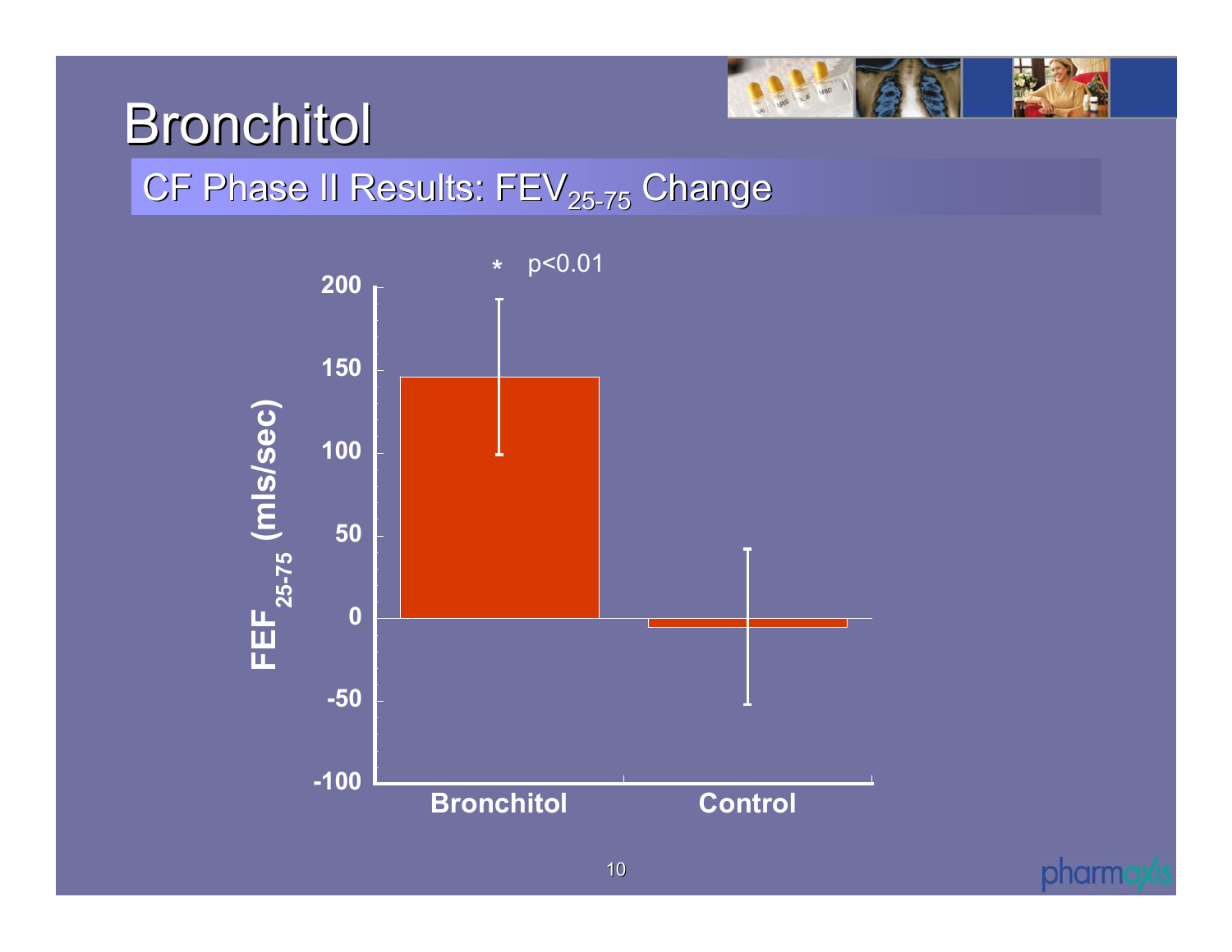# Bronchitol

## CF Phase II Results: $FEV_{25-75}$ Change

* p<0.01

| | Bronchitol | Control |
|---|---|---|
| $FEF_{25-75}$ (mls/sec) | ~146* | ~-5 |

Y-axis: $FEF_{25-75}$ (mls/sec), range -100 to 200

X-axis: Bronchitol, Control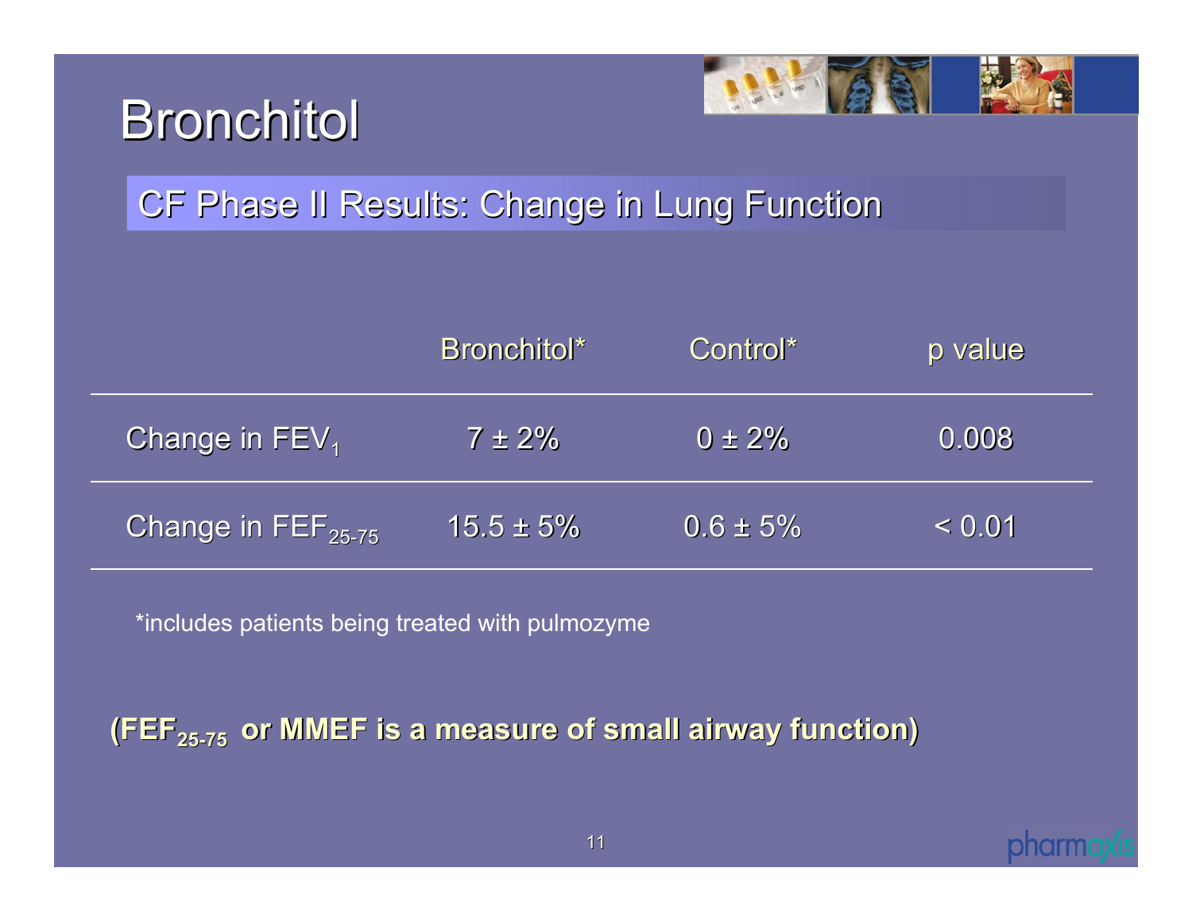# Bronchitol

## CF Phase II Results: Change in Lung Function

| | Bronchitol* | Control* | p value |
|---|---|---|---|
| Change in $FEV_1$ | 7 ± 2% | 0 ± 2% | 0.008 |
| Change in $FEF_{25-75}$ | 15.5 ± 5% | 0.6 ± 5% | < 0.01 |

*includes patients being treated with pulmozyme

**($FEF_{25-75}$ or MMEF is a measure of small airway function)**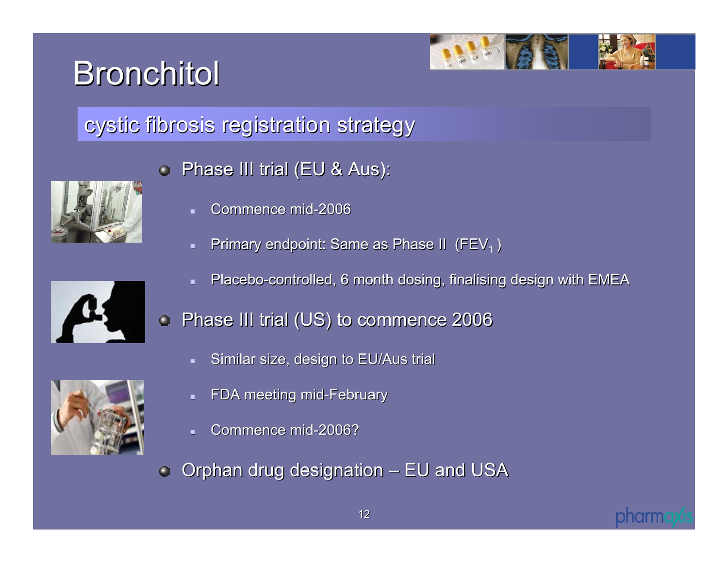# Bronchitol

## cystic fibrosis registration strategy

- Phase III trial (EU & Aus):
  - Commence mid-2006
  - Primary endpoint: Same as Phase II ($FEV_1$)
  - Placebo-controlled, 6 month dosing, finalising design with EMEA
- Phase III trial (US) to commence 2006
  - Similar size, design to EU/Aus trial
  - FDA meeting mid-February
  - Commence mid-2006?
- Orphan drug designation – EU and USA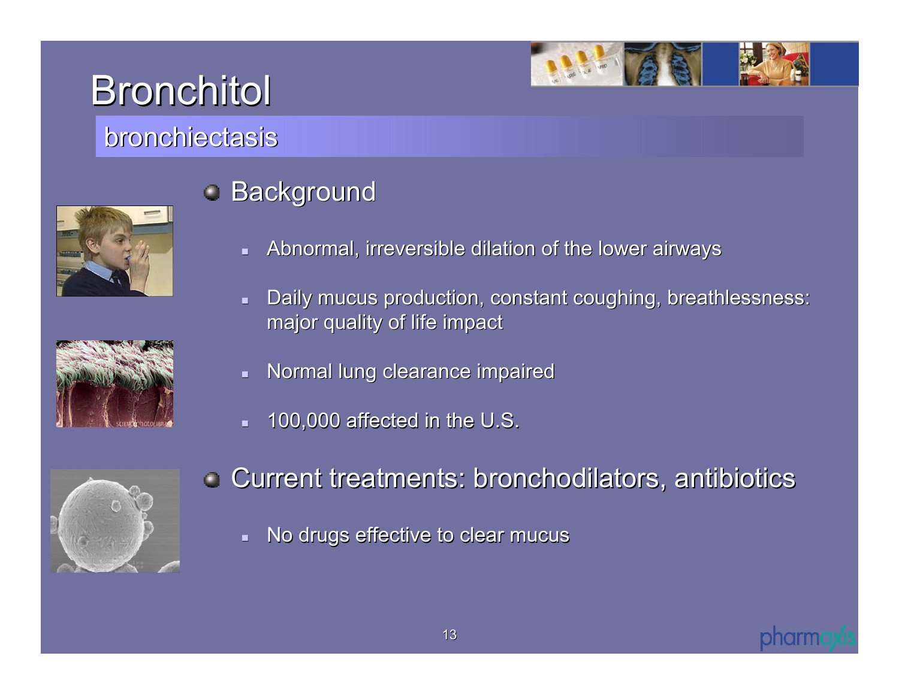# Bronchitol

## bronchiectasis

- Background
  - Abnormal, irreversible dilation of the lower airways
  - Daily mucus production, constant coughing, breathlessness: major quality of life impact
  - Normal lung clearance impaired
  - 100,000 affected in the U.S.
- Current treatments: bronchodilators, antibiotics
  - No drugs effective to clear mucus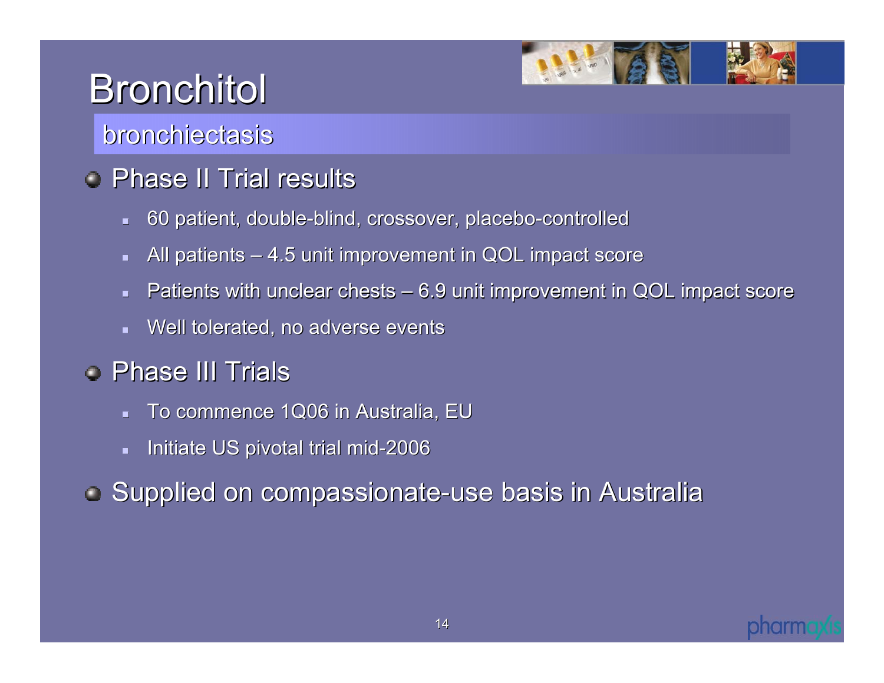# Bronchitol

## bronchiectasis

- Phase II Trial results
  - 60 patient, double-blind, crossover, placebo-controlled
  - All patients – 4.5 unit improvement in QOL impact score
  - Patients with unclear chests – 6.9 unit improvement in QOL impact score
  - Well tolerated, no adverse events
- Phase III Trials
  - To commence 1Q06 in Australia, EU
  - Initiate US pivotal trial mid-2006
- Supplied on compassionate-use basis in Australia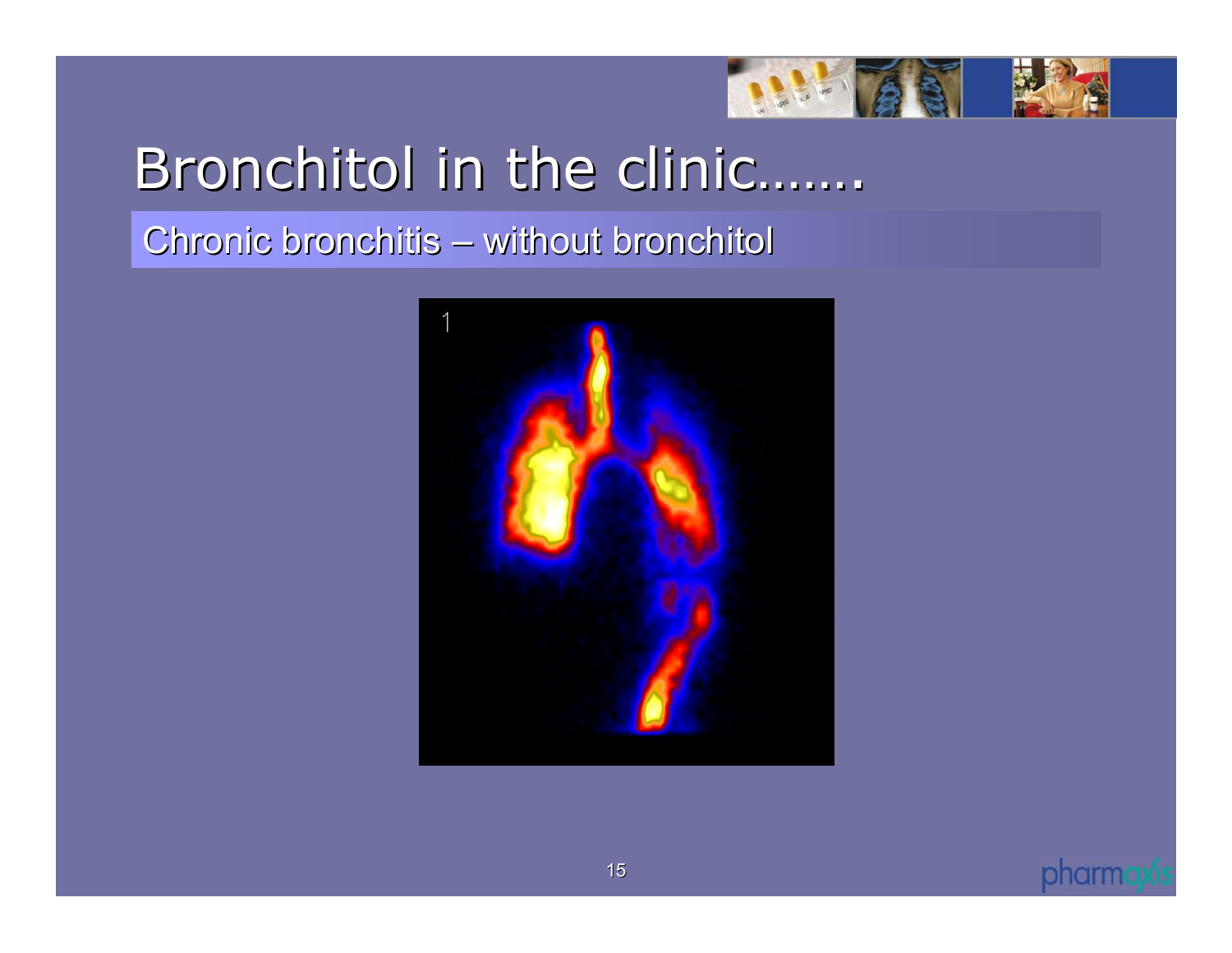# Bronchitol in the clinic……

## Chronic bronchitis – without bronchitol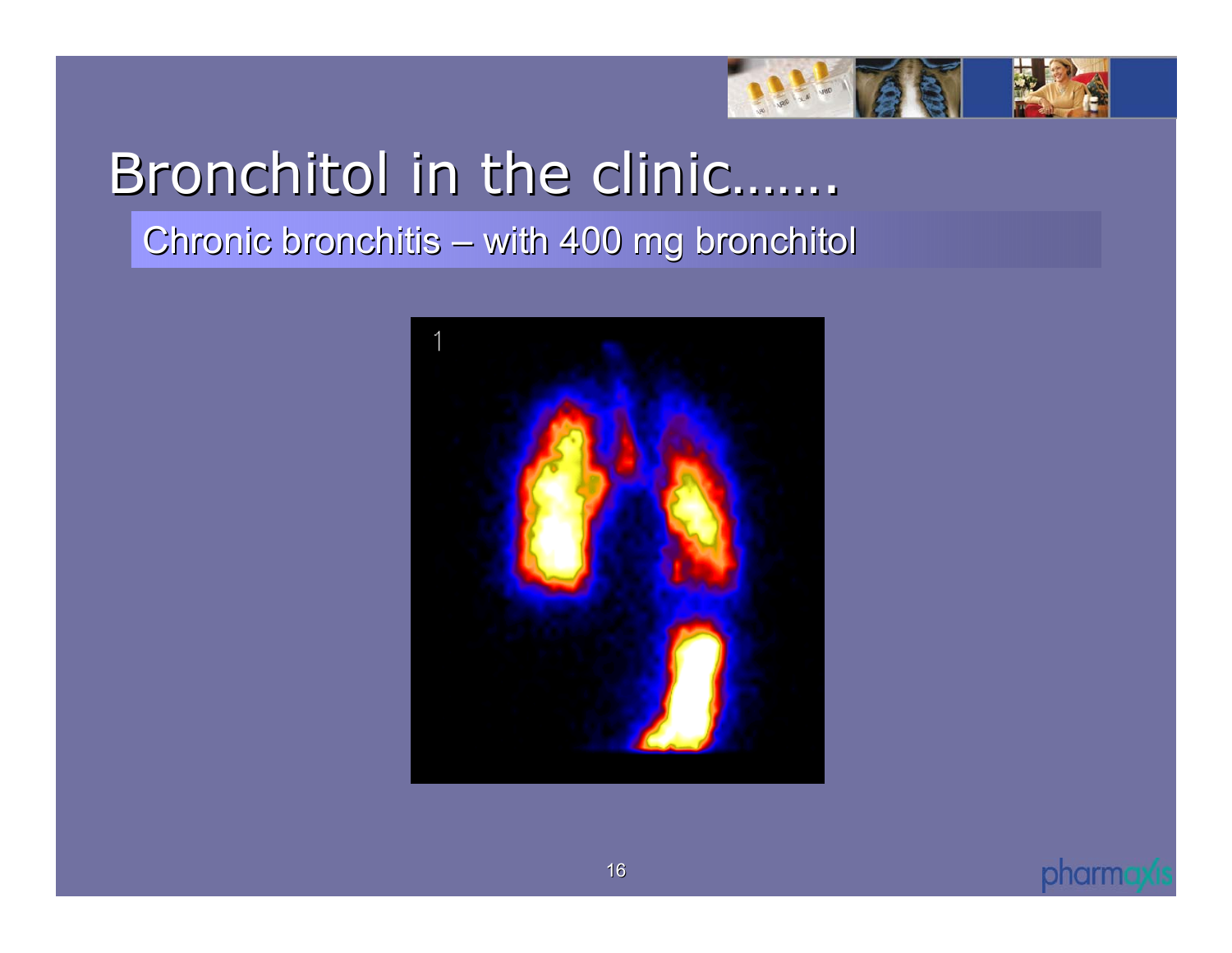# Bronchitol in the clinic…….

## Chronic bronchitis – with 400 mg bronchitol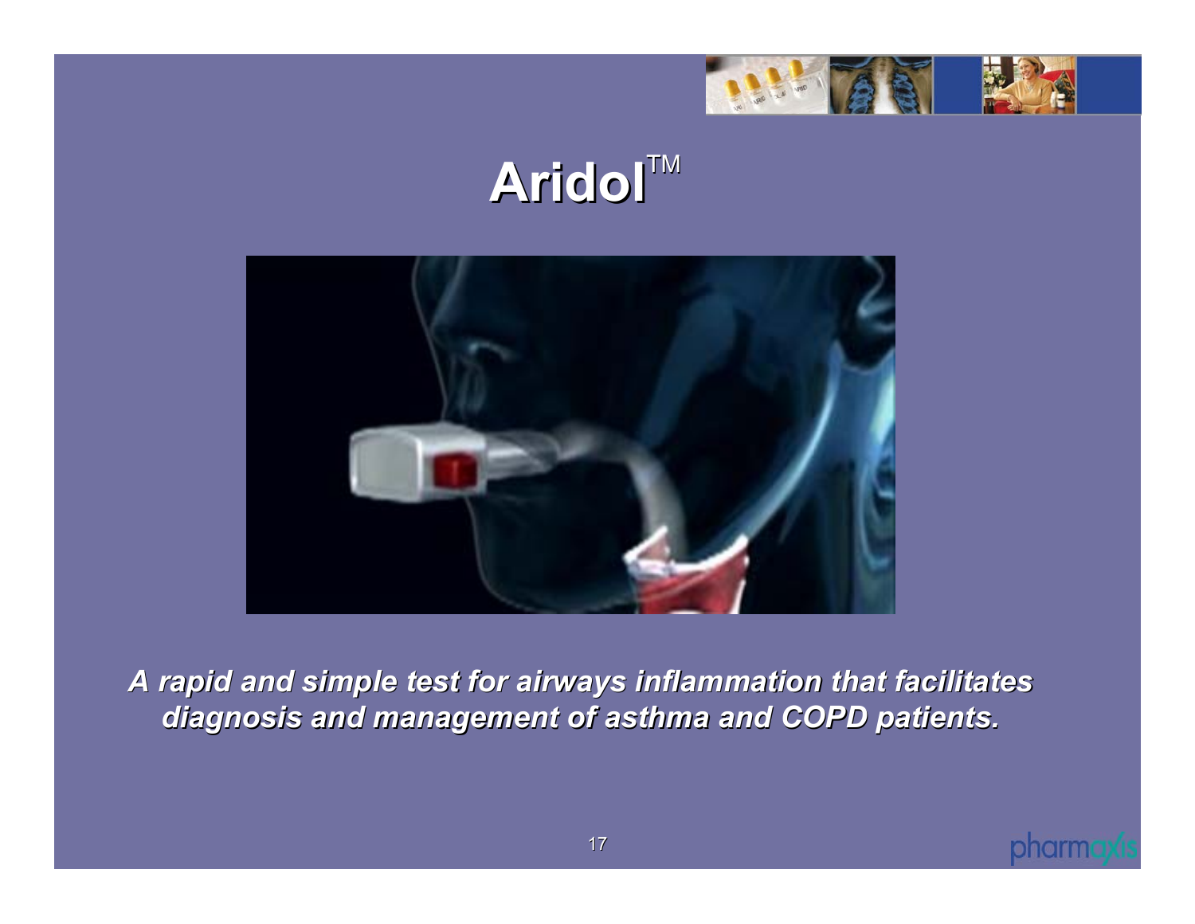# Aridol™

*A rapid and simple test for airways inflammation that facilitates diagnosis and management of asthma and COPD patients.*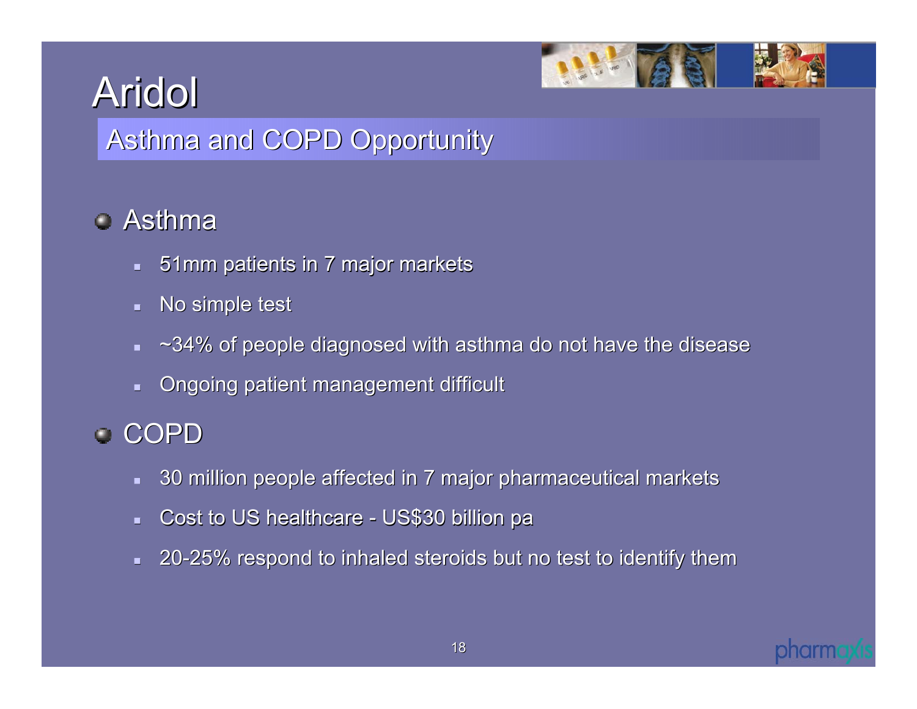# Aridol

## Asthma and COPD Opportunity

- Asthma
  - 51mm patients in 7 major markets
  - No simple test
  - ~34% of people diagnosed with asthma do not have the disease
  - Ongoing patient management difficult
- COPD
  - 30 million people affected in 7 major pharmaceutical markets
  - Cost to US healthcare - US$30 billion pa
  - 20-25% respond to inhaled steroids but no test to identify them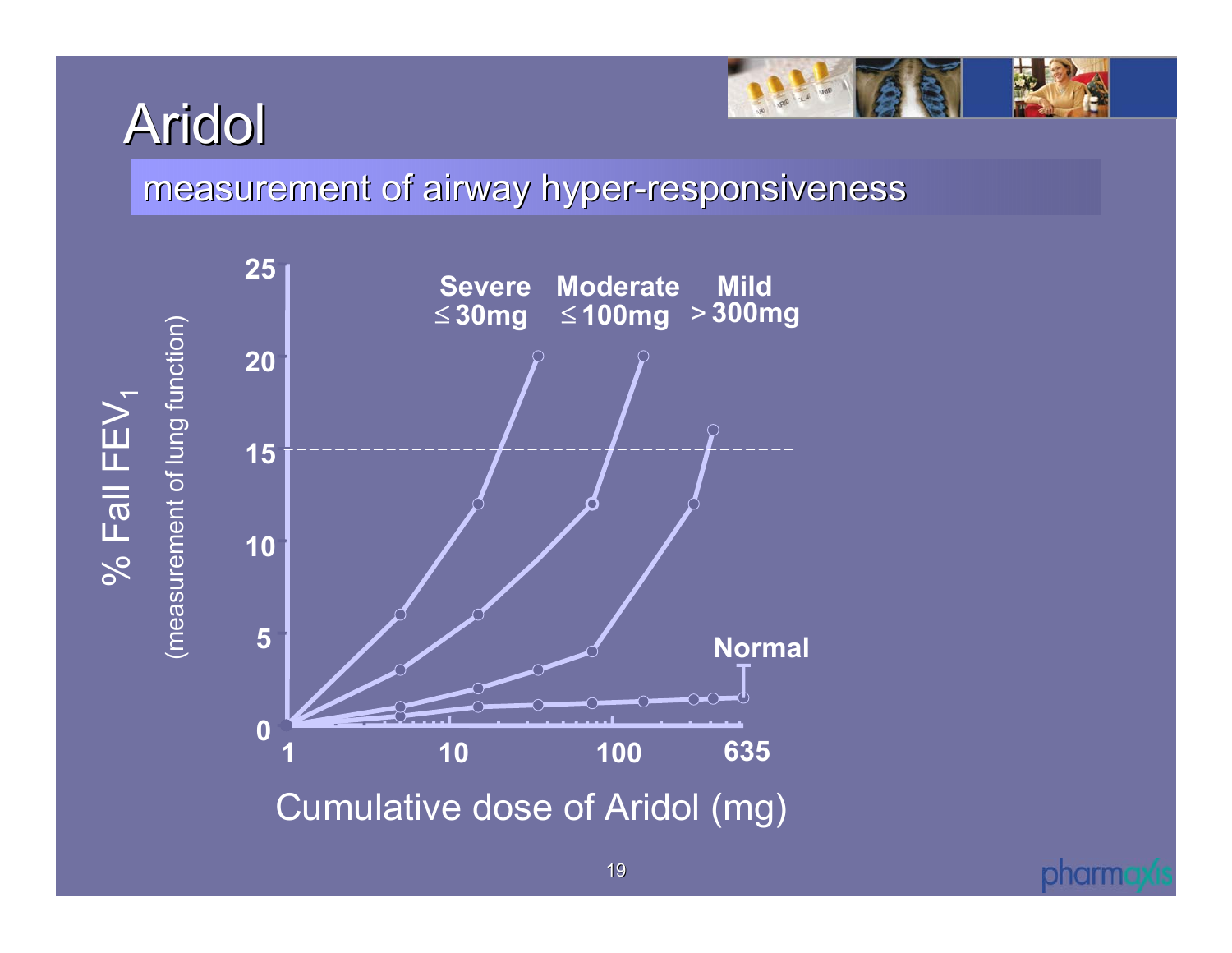# Aridol

## measurement of airway hyper-responsiveness

% Fall $FEV_1$ (measurement of lung function)

Severe ≤30mg

Moderate ≤100mg

Mild >300mg

Normal

Cumulative dose of Aridol (mg)

0, 5, 10, 15, 20, 25

1, 10, 100, 635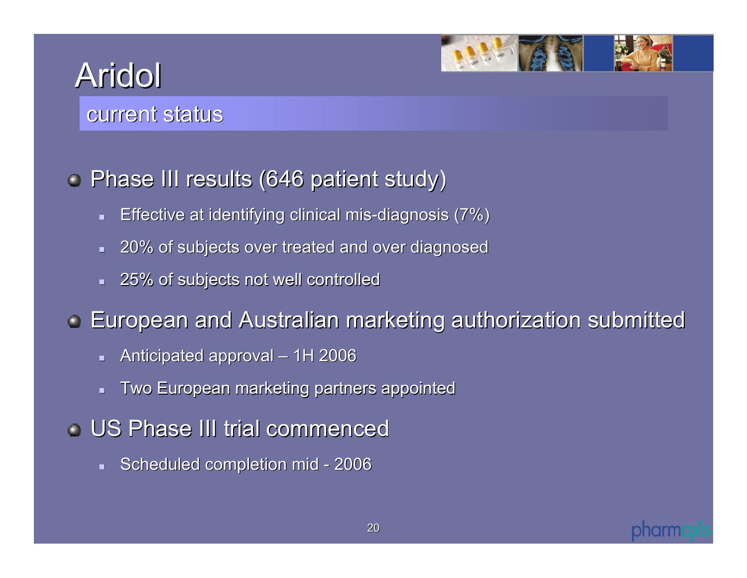# Aridol

## current status

- Phase III results (646 patient study)
  - Effective at identifying clinical mis-diagnosis (7%)
  - 20% of subjects over treated and over diagnosed
  - 25% of subjects not well controlled
- European and Australian marketing authorization submitted
  - Anticipated approval – 1H 2006
  - Two European marketing partners appointed
- US Phase III trial commenced
  - Scheduled completion mid - 2006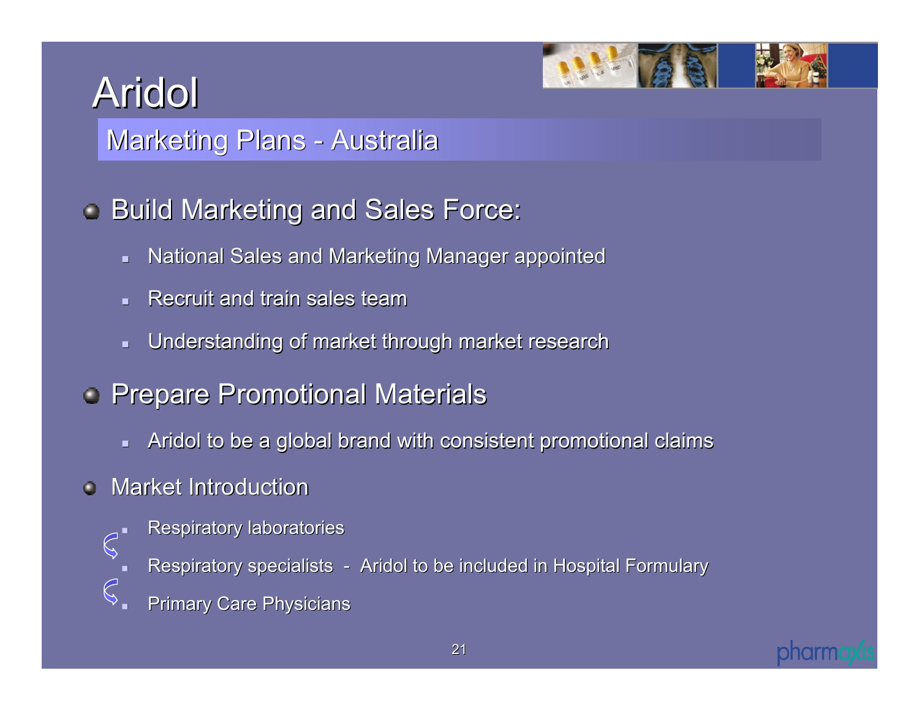# Aridol

## Marketing Plans - Australia

- Build Marketing and Sales Force:
  - National Sales and Marketing Manager appointed
  - Recruit and train sales team
  - Understanding of market through market research
- Prepare Promotional Materials
  - Aridol to be a global brand with consistent promotional claims
- Market Introduction
  - Respiratory laboratories
  - Respiratory specialists - Aridol to be included in Hospital Formulary
  - Primary Care Physicians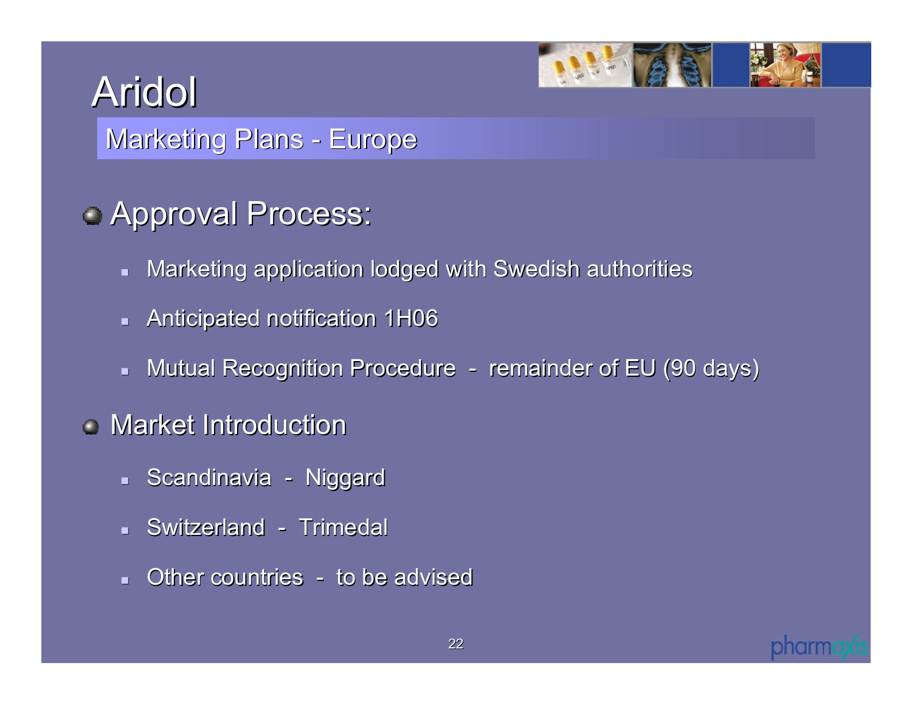# Aridol

## Marketing Plans - Europe

- Approval Process:
  - Marketing application lodged with Swedish authorities
  - Anticipated notification 1H06
  - Mutual Recognition Procedure - remainder of EU (90 days)
- Market Introduction
  - Scandinavia - Niggard
  - Switzerland - Trimedal
  - Other countries - to be advised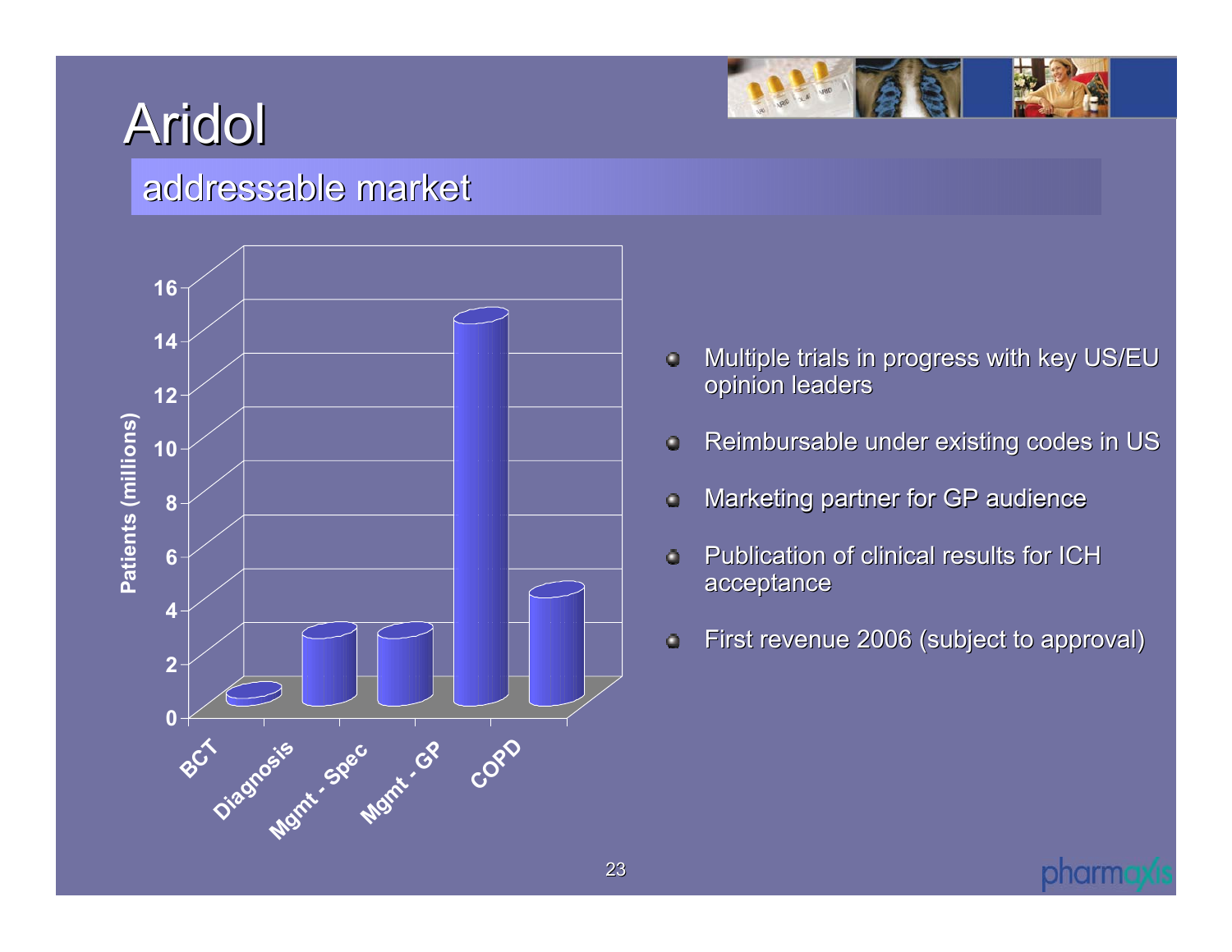# Aridol

## addressable market

| | Patients (millions) |
|---|---|
| BCT | |
| Diagnosis | |
| Mgmt - Spec | |
| Mgmt - GP | |
| COPD | |

- Multiple trials in progress with key US/EU opinion leaders
- Reimbursable under existing codes in US
- Marketing partner for GP audience
- Publication of clinical results for ICH acceptance
- First revenue 2006 (subject to approval)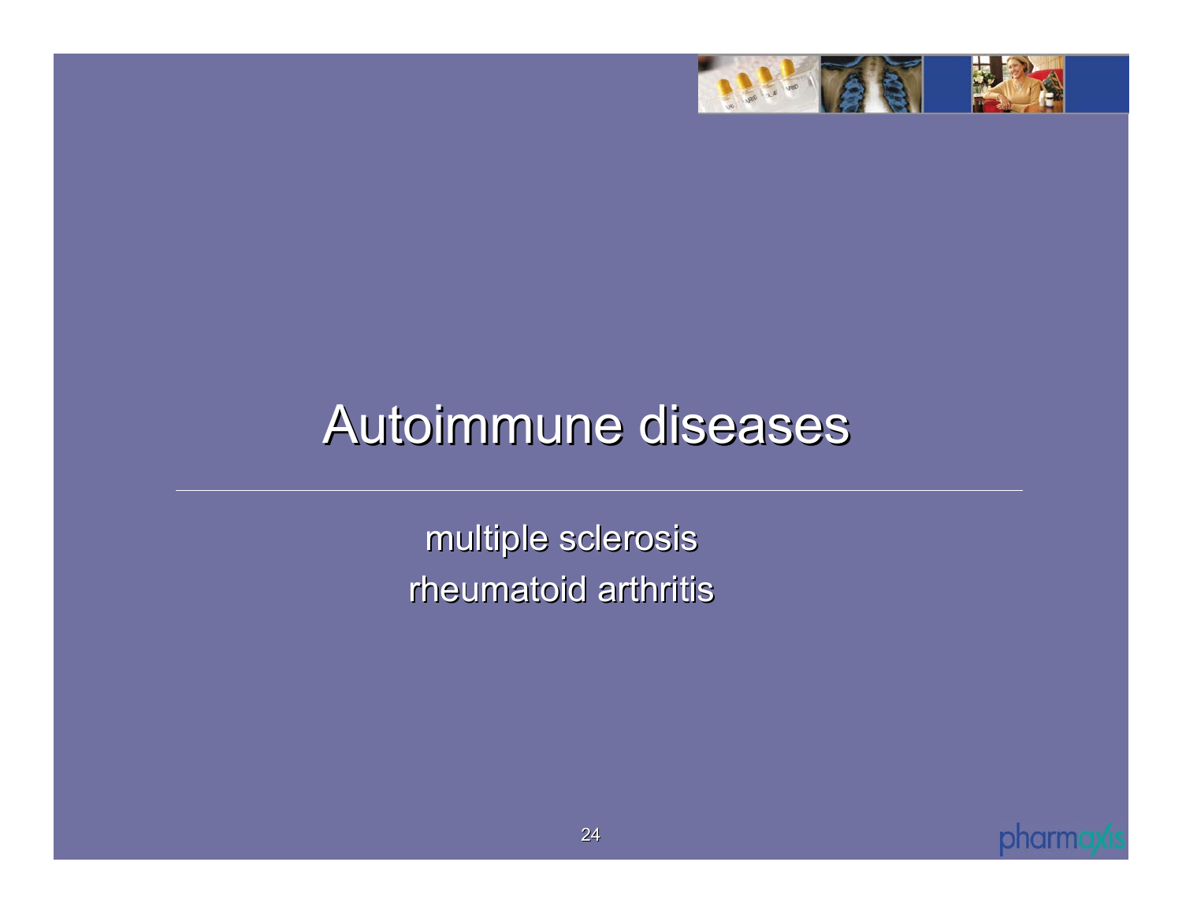# Autoimmune diseases

multiple sclerosis
rheumatoid arthritis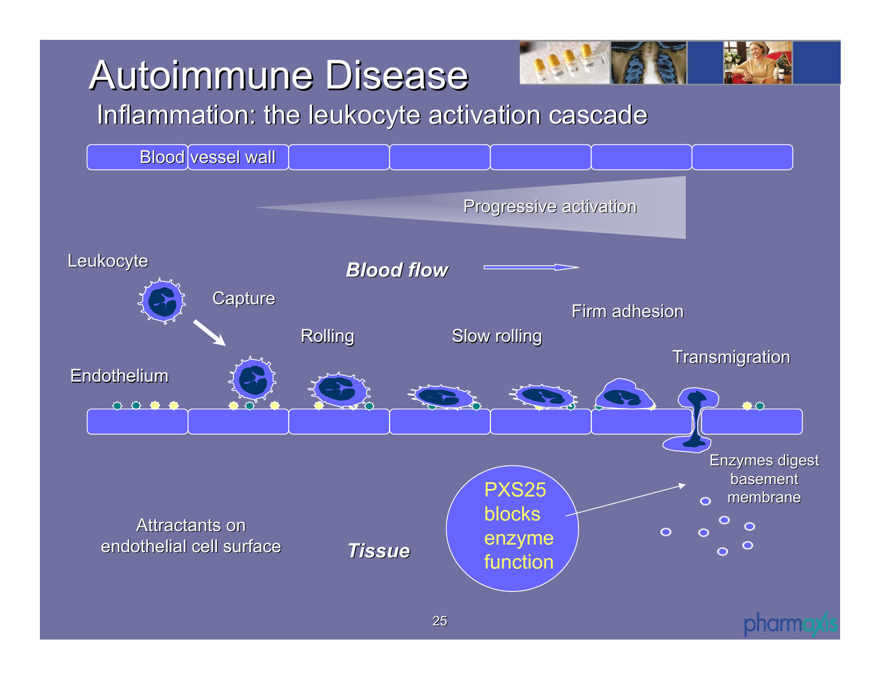# Autoimmune Disease

## Inflammation: the leukocyte activation cascade

Blood vessel wall

Progressive activation

Leukocyte

***Blood flow***

Capture

Rolling

Slow rolling

Firm adhesion

Transmigration

Endothelium

Enzymes digest basement membrane

PXS25 blocks enzyme function

Attractants on endothelial cell surface

***Tissue***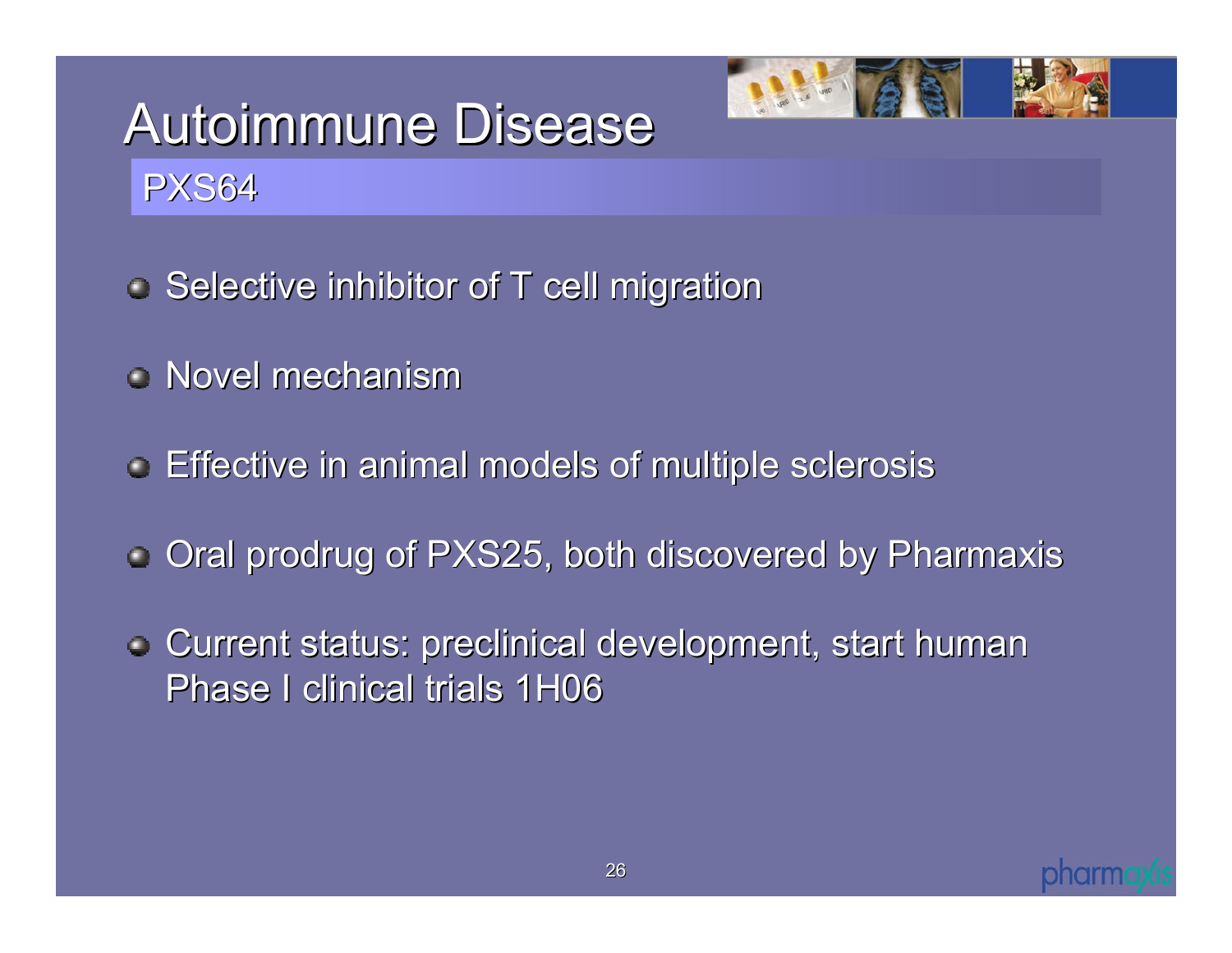# Autoimmune Disease

## PXS64

- Selective inhibitor of T cell migration
- Novel mechanism
- Effective in animal models of multiple sclerosis
- Oral prodrug of PXS25, both discovered by Pharmaxis
- Current status: preclinical development, start human Phase I clinical trials 1H06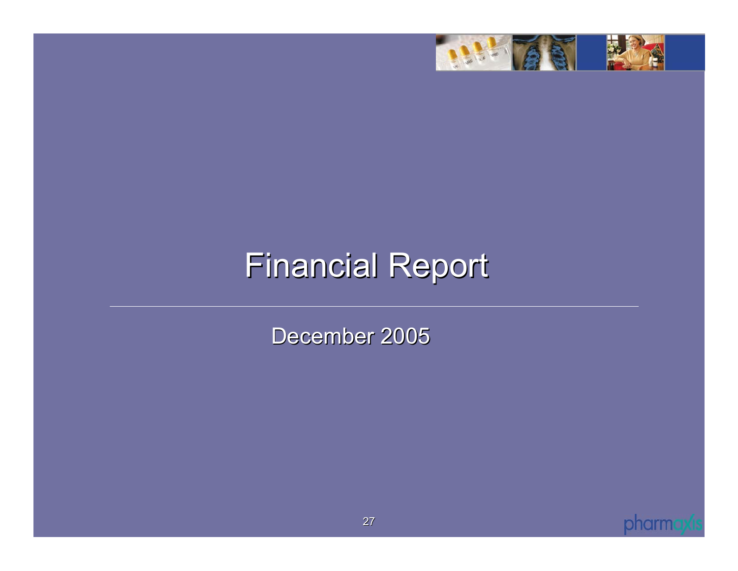# Financial Report

December 2005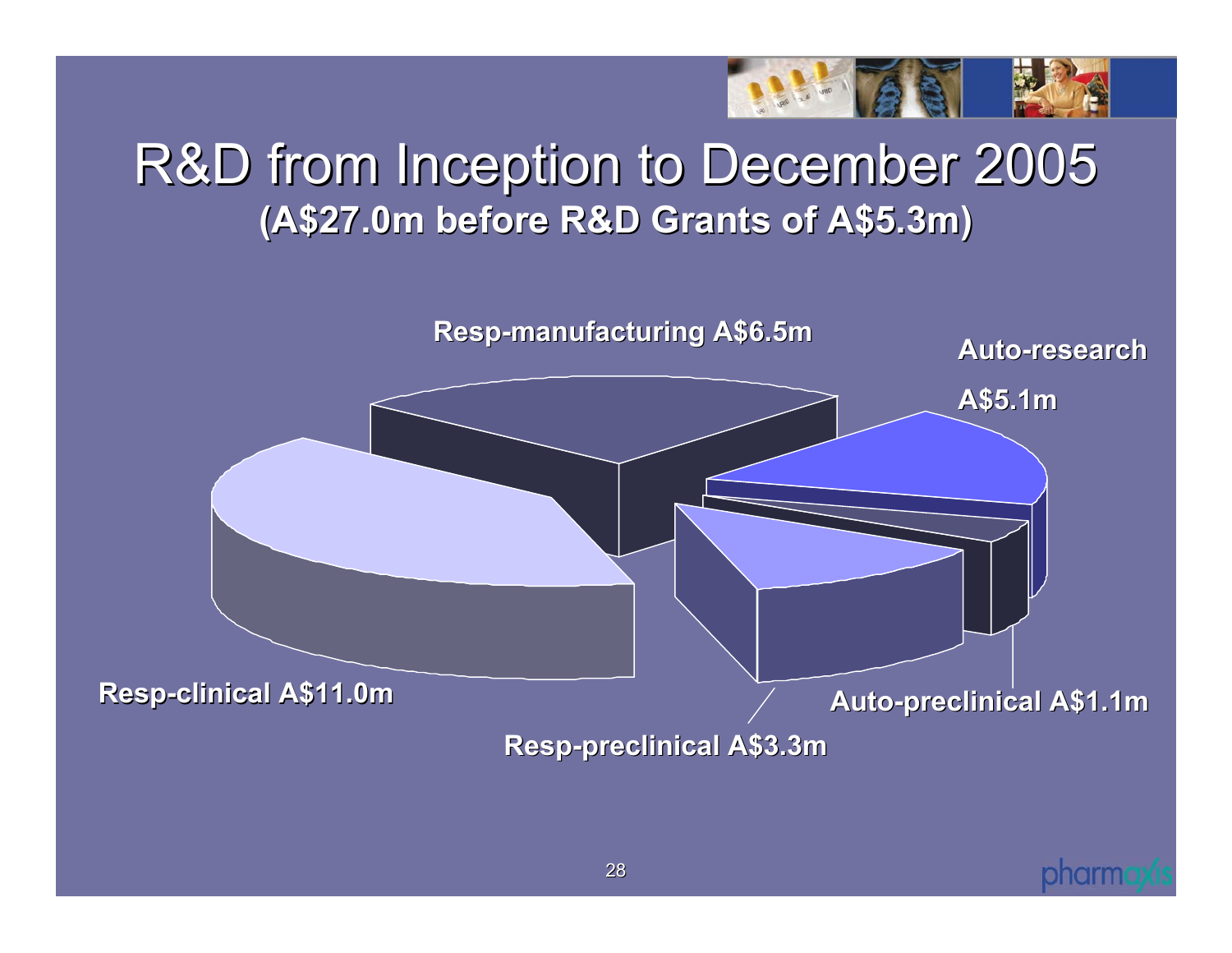# R&D from Inception to December 2005

**(A$27.0m before R&D Grants of A$5.3m)**

Resp-manufacturing A$6.5m

Auto-research A$5.1m

Resp-clinical A$11.0m

Auto-preclinical A$1.1m

Resp-preclinical A$3.3m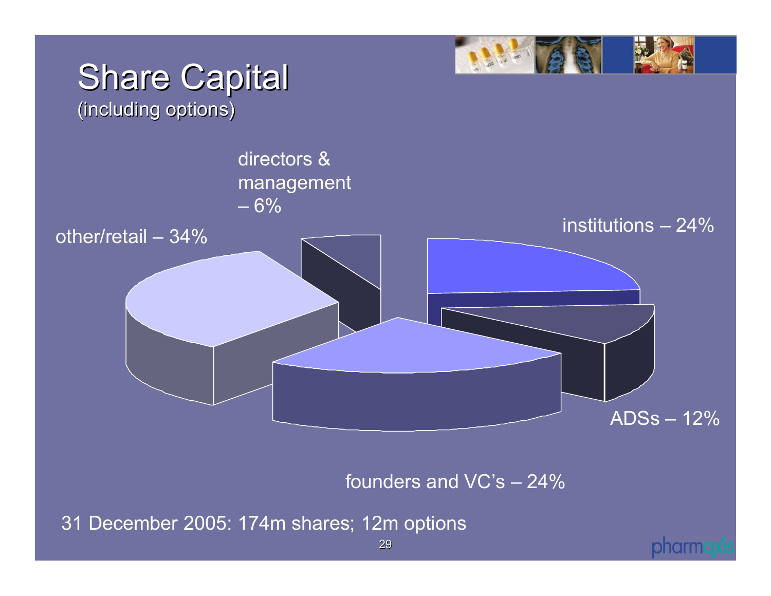# Share Capital

(including options)

directors & management – 6%

institutions – 24%

other/retail – 34%

ADSs – 12%

founders and VC's – 24%

31 December 2005: 174m shares; 12m options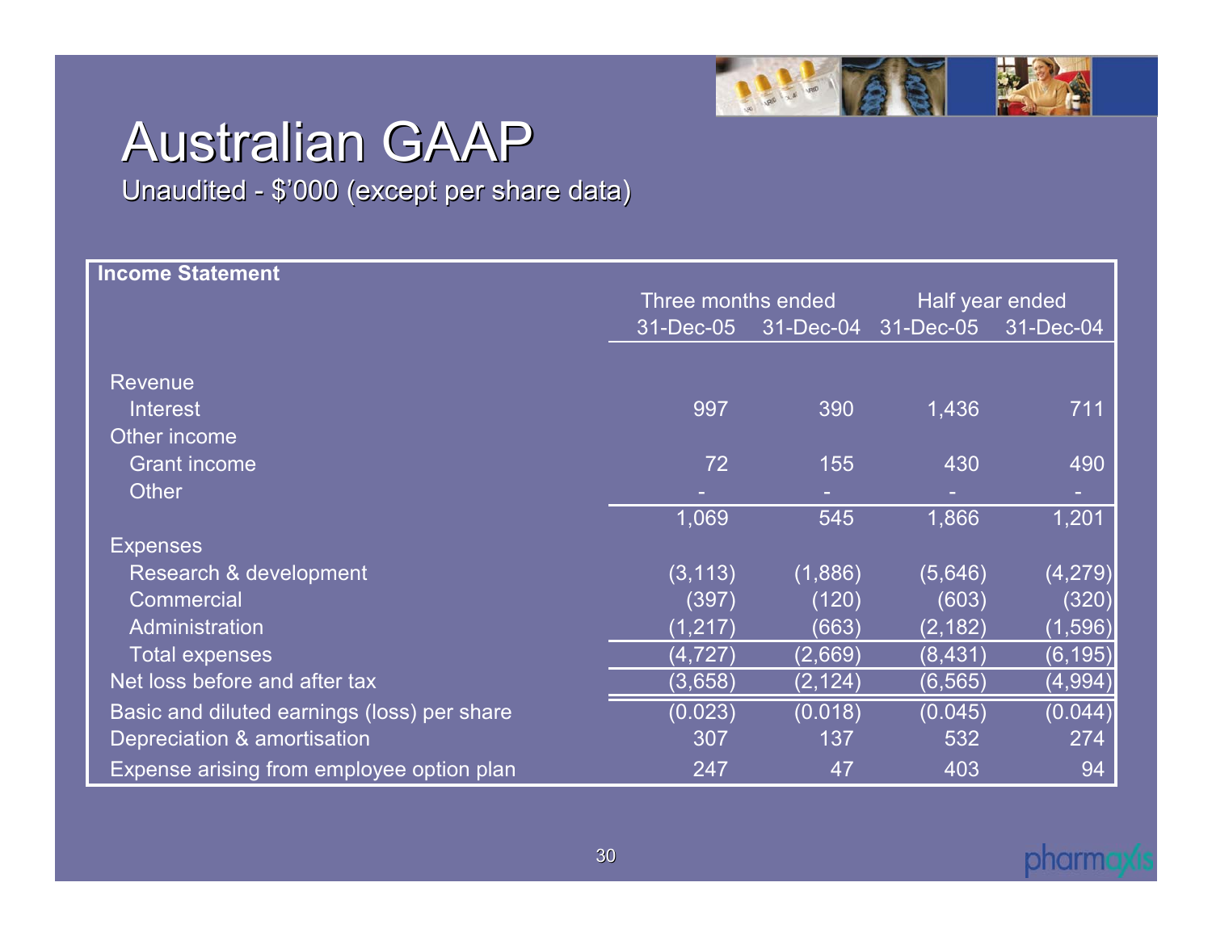# Australian GAAP

Unaudited - $'000 (except per share data)

| Income Statement | Three months ended | | Half year ended | |
|---|---|---|---|---|
| | 31-Dec-05 | 31-Dec-04 | 31-Dec-05 | 31-Dec-04 |
| Revenue | | | | |
| Interest | 997 | 390 | 1,436 | 711 |
| Other income | | | | |
| Grant income | 72 | 155 | 430 | 490 |
| Other | - | - | - | - |
| | 1,069 | 545 | 1,866 | 1,201 |
| Expenses | | | | |
| Research & development | (3,113) | (1,886) | (5,646) | (4,279) |
| Commercial | (397) | (120) | (603) | (320) |
| Administration | (1,217) | (663) | (2,182) | (1,596) |
| Total expenses | (4,727) | (2,669) | (8,431) | (6,195) |
| Net loss before and after tax | (3,658) | (2,124) | (6,565) | (4,994) |
| Basic and diluted earnings (loss) per share | (0.023) | (0.018) | (0.045) | (0.044) |
| Depreciation & amortisation | 307 | 137 | 532 | 274 |
| Expense arising from employee option plan | 247 | 47 | 403 | 94 |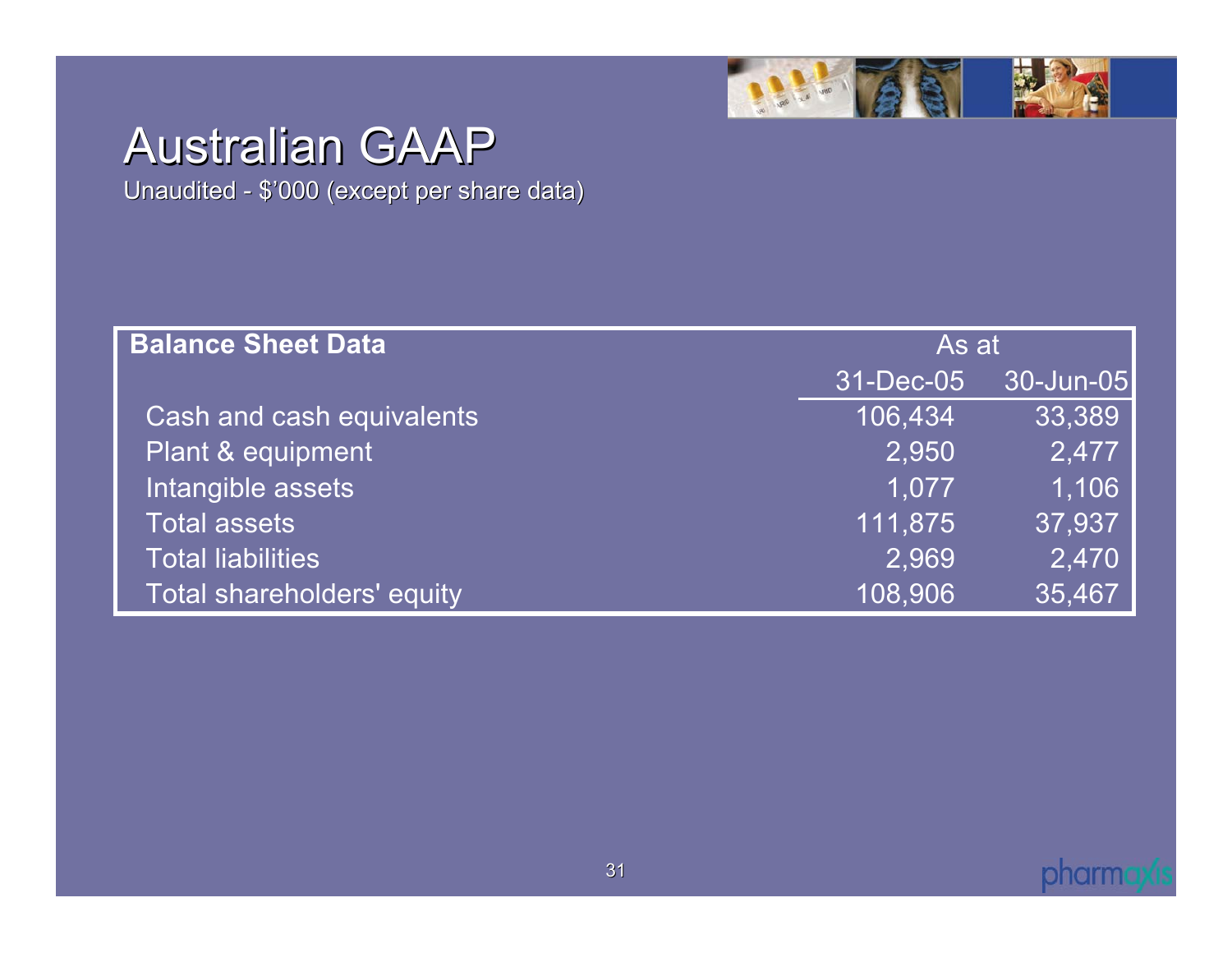# Australian GAAP

Unaudited - $'000 (except per share data)

| Balance Sheet Data | As at | |
|---|---|---|
| | 31-Dec-05 | 30-Jun-05 |
| Cash and cash equivalents | 106,434 | 33,389 |
| Plant & equipment | 2,950 | 2,477 |
| Intangible assets | 1,077 | 1,106 |
| Total assets | 111,875 | 37,937 |
| Total liabilities | 2,969 | 2,470 |
| Total shareholders' equity | 108,906 | 35,467 |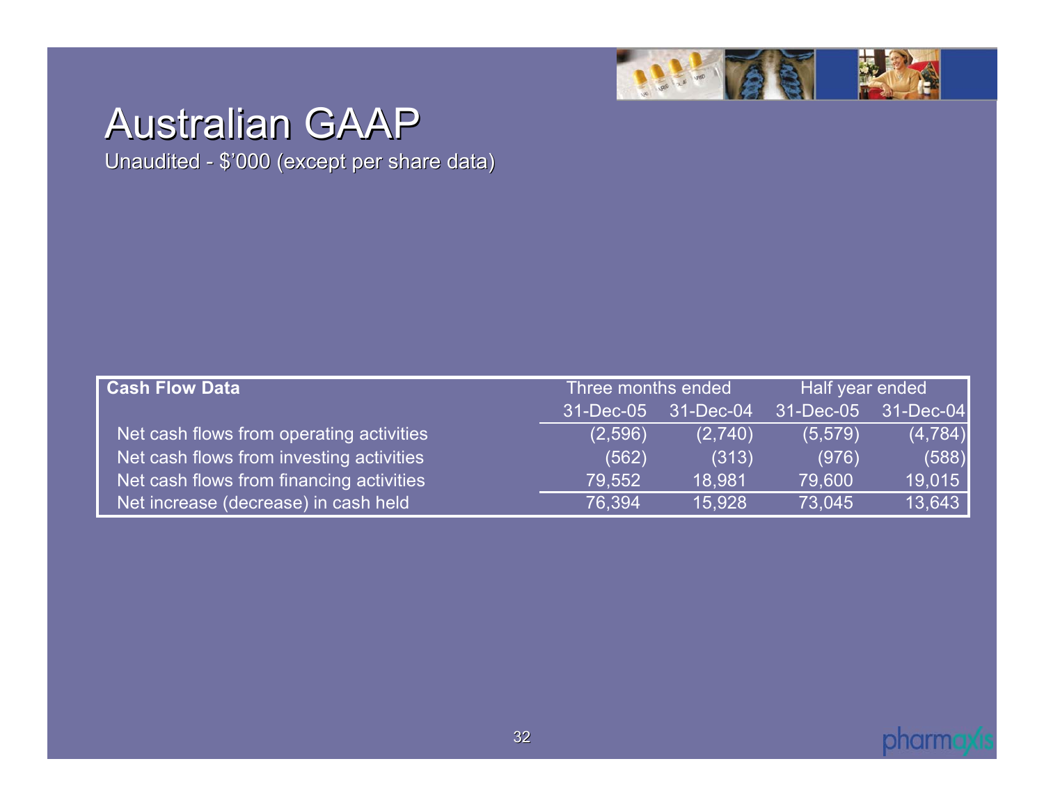# Australian GAAP

Unaudited - $'000 (except per share data)

| Cash Flow Data | Three months ended | | Half year ended | |
|---|---|---|---|---|
| | 31-Dec-05 | 31-Dec-04 | 31-Dec-05 | 31-Dec-04 |
| Net cash flows from operating activities | (2,596) | (2,740) | (5,579) | (4,784) |
| Net cash flows from investing activities | (562) | (313) | (976) | (588) |
| Net cash flows from financing activities | 79,552 | 18,981 | 79,600 | 19,015 |
| Net increase (decrease) in cash held | 76,394 | 15,928 | 73,045 | 13,643 |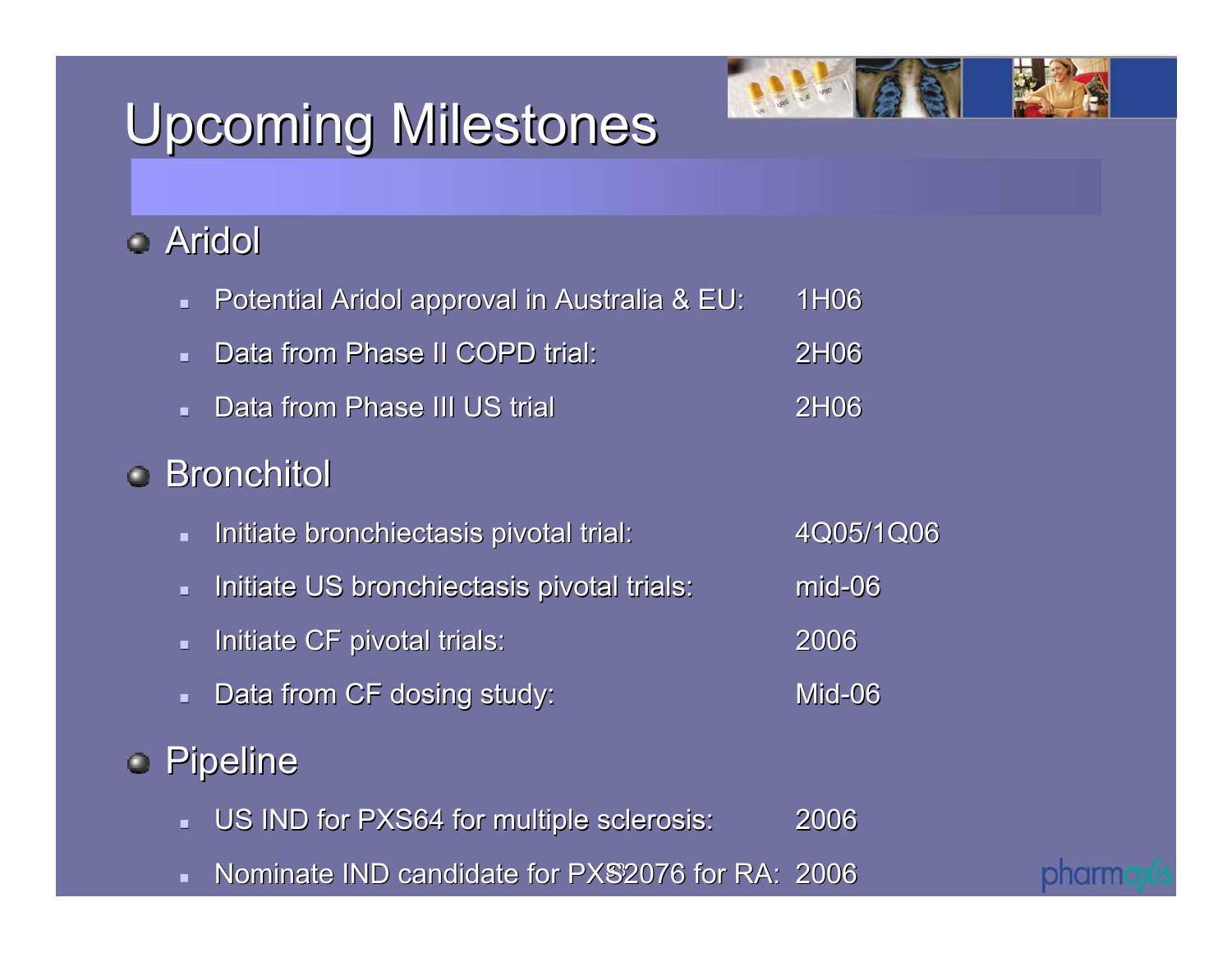# Upcoming Milestones

- Aridol
  - Potential Aridol approval in Australia & EU: 1H06
  - Data from Phase II COPD trial: 2H06
  - Data from Phase III US trial 2H06
- Bronchitol
  - Initiate bronchiectasis pivotal trial: 4Q05/1Q06
  - Initiate US bronchiectasis pivotal trials: mid-06
  - Initiate CF pivotal trials: 2006
  - Data from CF dosing study: Mid-06
- Pipeline
  - US IND for PXS64 for multiple sclerosis: 2006
  - Nominate IND candidate for PXS2076 for RA: 2006